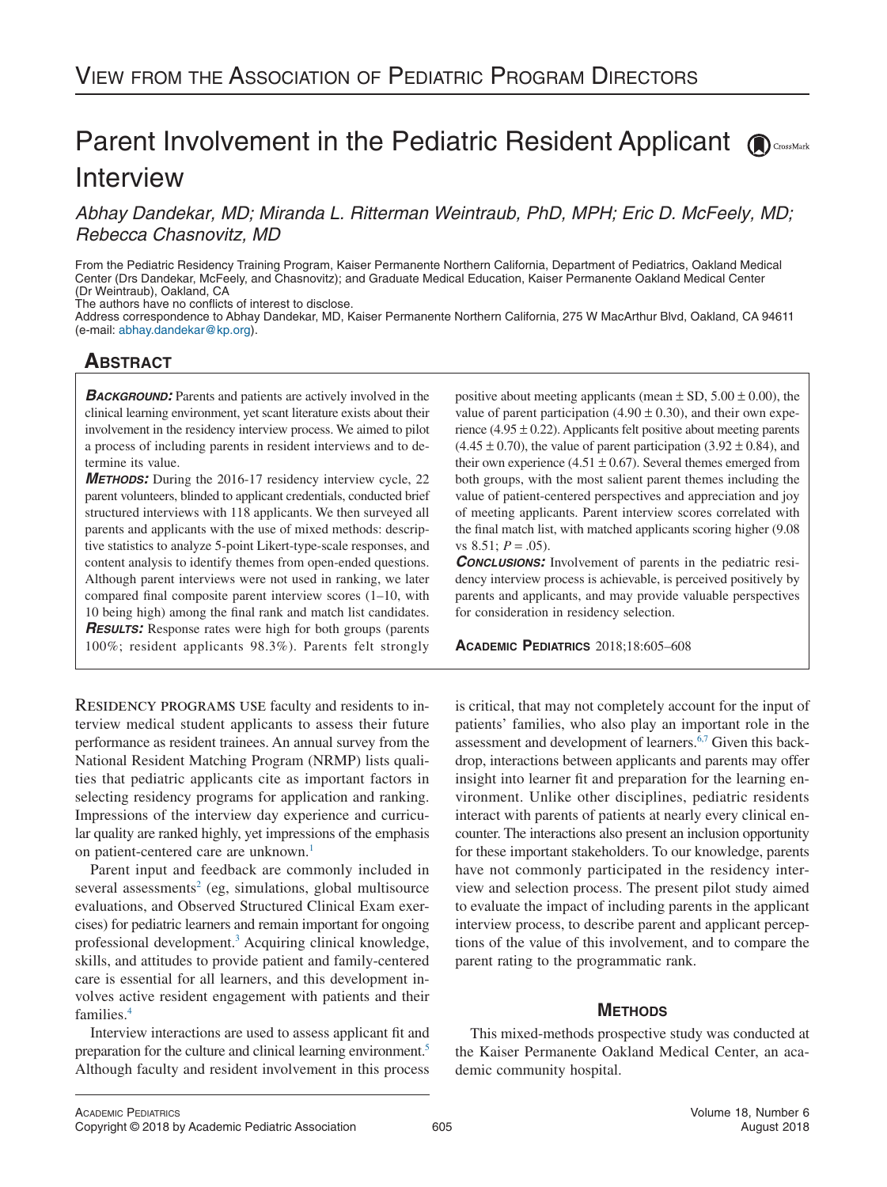View from the Association of Pediatric Program Directors

# Parent Involvement in the Pediatric Resident Applicant Interview

*Abhay Dandekar, MD; Miranda L. Ritterman Weintraub, PhD, MPH; Eric D. McFeely, MD; Rebecca Chasnovitz, MD*

From the Pediatric Residency Training Program, Kaiser Permanente Northern California, Department of Pediatrics, Oakland Medical Center (Drs Dandekar, McFeely, and Chasnovitz); and Graduate Medical Education, Kaiser Permanente Oakland Medical Center (Dr Weintraub), Oakland, CA

The authors have no conflicts of interest to disclose.

Address correspondence to Abhay Dandekar, MD, Kaiser Permanente Northern California, 275 W MacArthur Blvd, Oakland, CA 94611 (e-mail: abhay.dandekar@kp.org).

## Abstract

***Background:*** Parents and patients are actively involved in the clinical learning environment, yet scant literature exists about their involvement in the residency interview process. We aimed to pilot a process of including parents in resident interviews and to determine its value.

***Methods:*** During the 2016-17 residency interview cycle, 22 parent volunteers, blinded to applicant credentials, conducted brief structured interviews with 118 applicants. We then surveyed all parents and applicants with the use of mixed methods: descriptive statistics to analyze 5-point Likert-type-scale responses, and content analysis to identify themes from open-ended questions. Although parent interviews were not used in ranking, we later compared final composite parent interview scores (1–10, with 10 being high) among the final rank and match list candidates.

***Results:*** Response rates were high for both groups (parents 100%; resident applicants 98.3%). Parents felt strongly positive about meeting applicants (mean ± SD, $5.00 \pm 0.00$), the value of parent participation ($4.90 \pm 0.30$), and their own experience ($4.95 \pm 0.22$). Applicants felt positive about meeting parents ($4.45 \pm 0.70$), the value of parent participation ($3.92 \pm 0.84$), and their own experience ($4.51 \pm 0.67$). Several themes emerged from both groups, with the most salient parent themes including the value of patient-centered perspectives and appreciation and joy of meeting applicants. Parent interview scores correlated with the final match list, with matched applicants scoring higher (9.08 vs 8.51; $P = .05$).

***Conclusions:*** Involvement of parents in the pediatric residency interview process is achievable, is perceived positively by parents and applicants, and may provide valuable perspectives for consideration in residency selection.

**Academic Pediatrics** 2018;18:605–608

Residency programs use faculty and residents to interview medical student applicants to assess their future performance as resident trainees. An annual survey from the National Resident Matching Program (NRMP) lists qualities that pediatric applicants cite as important factors in selecting residency programs for application and ranking. Impressions of the interview day experience and curricular quality are ranked highly, yet impressions of the emphasis on patient-centered care are unknown.[1]

Parent input and feedback are commonly included in several assessments[2] (eg, simulations, global multisource evaluations, and Observed Structured Clinical Exam exercises) for pediatric learners and remain important for ongoing professional development.[3] Acquiring clinical knowledge, skills, and attitudes to provide patient and family-centered care is essential for all learners, and this development involves active resident engagement with patients and their families.[4]

Interview interactions are used to assess applicant fit and preparation for the culture and clinical learning environment.[5] Although faculty and resident involvement in this process is critical, that may not completely account for the input of patients' families, who also play an important role in the assessment and development of learners.[6,7] Given this backdrop, interactions between applicants and parents may offer insight into learner fit and preparation for the learning environment. Unlike other disciplines, pediatric residents interact with parents of patients at nearly every clinical encounter. The interactions also present an inclusion opportunity for these important stakeholders. To our knowledge, parents have not commonly participated in the residency interview and selection process. The present pilot study aimed to evaluate the impact of including parents in the applicant interview process, to describe parent and applicant perceptions of the value of this involvement, and to compare the parent rating to the programmatic rank.

## Methods

This mixed-methods prospective study was conducted at the Kaiser Permanente Oakland Medical Center, an academic community hospital.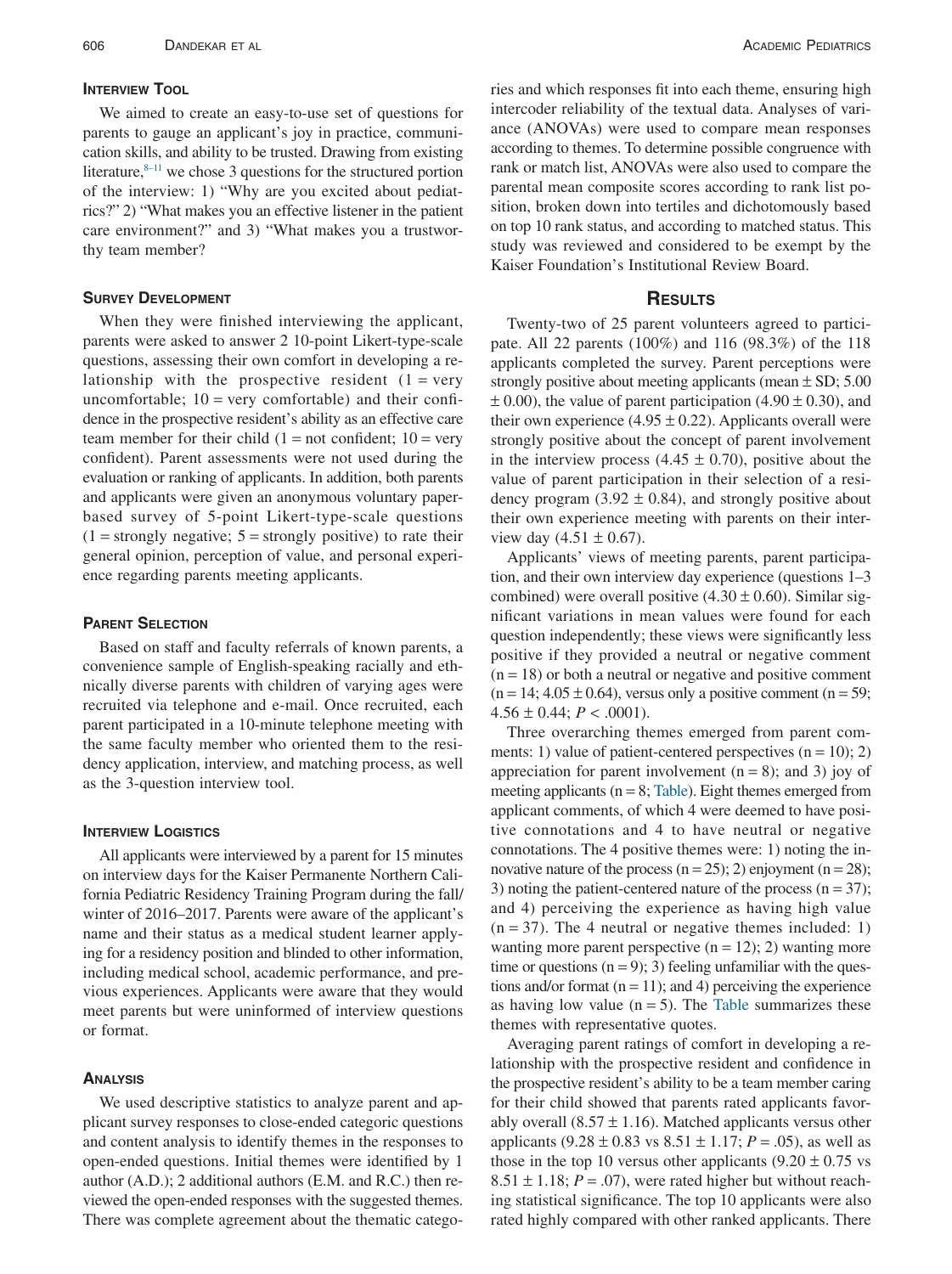### Interview Tool

We aimed to create an easy-to-use set of questions for parents to gauge an applicant's joy in practice, communication skills, and ability to be trusted. Drawing from existing literature,[8–11] we chose 3 questions for the structured portion of the interview: 1) "Why are you excited about pediatrics?" 2) "What makes you an effective listener in the patient care environment?" and 3) "What makes you a trustworthy team member?

### Survey Development

When they were finished interviewing the applicant, parents were asked to answer 2 10-point Likert-type-scale questions, assessing their own comfort in developing a relationship with the prospective resident (1 = very uncomfortable; 10 = very comfortable) and their confidence in the prospective resident's ability as an effective care team member for their child (1 = not confident; 10 = very confident). Parent assessments were not used during the evaluation or ranking of applicants. In addition, both parents and applicants were given an anonymous voluntary paper-based survey of 5-point Likert-type-scale questions (1 = strongly negative; 5 = strongly positive) to rate their general opinion, perception of value, and personal experience regarding parents meeting applicants.

### Parent Selection

Based on staff and faculty referrals of known parents, a convenience sample of English-speaking racially and ethnically diverse parents with children of varying ages were recruited via telephone and e-mail. Once recruited, each parent participated in a 10-minute telephone meeting with the same faculty member who oriented them to the residency application, interview, and matching process, as well as the 3-question interview tool.

### Interview Logistics

All applicants were interviewed by a parent for 15 minutes on interview days for the Kaiser Permanente Northern California Pediatric Residency Training Program during the fall/winter of 2016–2017. Parents were aware of the applicant's name and their status as a medical student learner applying for a residency position and blinded to other information, including medical school, academic performance, and previous experiences. Applicants were aware that they would meet parents but were uninformed of interview questions or format.

### Analysis

We used descriptive statistics to analyze parent and applicant survey responses to close-ended categoric questions and content analysis to identify themes in the responses to open-ended questions. Initial themes were identified by 1 author (A.D.); 2 additional authors (E.M. and R.C.) then reviewed the open-ended responses with the suggested themes. There was complete agreement about the thematic categories and which responses fit into each theme, ensuring high intercoder reliability of the textual data. Analyses of variance (ANOVAs) were used to compare mean responses according to themes. To determine possible congruence with rank or match list, ANOVAs were also used to compare the parental mean composite scores according to rank list position, broken down into tertiles and dichotomously based on top 10 rank status, and according to matched status. This study was reviewed and considered to be exempt by the Kaiser Foundation's Institutional Review Board.

## Results

Twenty-two of 25 parent volunteers agreed to participate. All 22 parents (100%) and 116 (98.3%) of the 118 applicants completed the survey. Parent perceptions were strongly positive about meeting applicants (mean ± SD; 5.00 ± 0.00), the value of parent participation (4.90 ± 0.30), and their own experience (4.95 ± 0.22). Applicants overall were strongly positive about the concept of parent involvement in the interview process (4.45 ± 0.70), positive about the value of parent participation in their selection of a residency program (3.92 ± 0.84), and strongly positive about their own experience meeting with parents on their interview day (4.51 ± 0.67).

Applicants' views of meeting parents, parent participation, and their own interview day experience (questions 1–3 combined) were overall positive (4.30 ± 0.60). Similar significant variations in mean values were found for each question independently; these views were significantly less positive if they provided a neutral or negative comment (n = 18) or both a neutral or negative and positive comment (n = 14; 4.05 ± 0.64), versus only a positive comment (n = 59; 4.56 ± 0.44; $P < .0001$).

Three overarching themes emerged from parent comments: 1) value of patient-centered perspectives (n = 10); 2) appreciation for parent involvement (n = 8); and 3) joy of meeting applicants (n = 8; Table). Eight themes emerged from applicant comments, of which 4 were deemed to have positive connotations and 4 to have neutral or negative connotations. The 4 positive themes were: 1) noting the innovative nature of the process (n = 25); 2) enjoyment (n = 28); 3) noting the patient-centered nature of the process (n = 37); and 4) perceiving the experience as having high value (n = 37). The 4 neutral or negative themes included: 1) wanting more parent perspective (n = 12); 2) wanting more time or questions (n = 9); 3) feeling unfamiliar with the questions and/or format (n = 11); and 4) perceiving the experience as having low value (n = 5). The Table summarizes these themes with representative quotes.

Averaging parent ratings of comfort in developing a relationship with the prospective resident and confidence in the prospective resident's ability to be a team member caring for their child showed that parents rated applicants favorably overall (8.57 ± 1.16). Matched applicants versus other applicants (9.28 ± 0.83 vs 8.51 ± 1.17; $P = .05$), as well as those in the top 10 versus other applicants (9.20 ± 0.75 vs 8.51 ± 1.18; $P = .07$), were rated higher but without reaching statistical significance. The top 10 applicants were also rated highly compared with other ranked applicants. There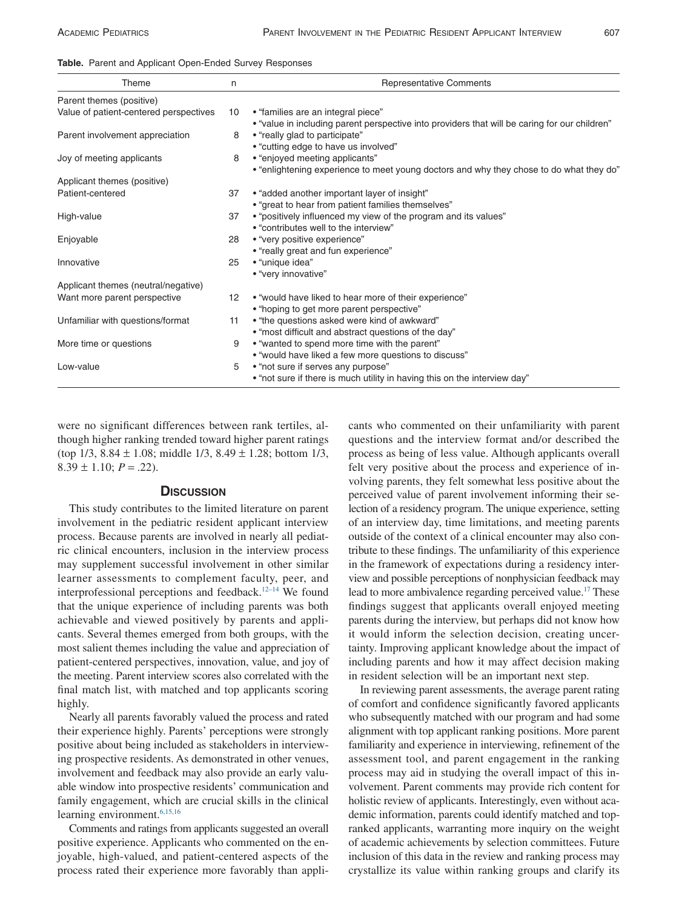**Table.** Parent and Applicant Open-Ended Survey Responses

| Theme | n | Representative Comments |
|---|---|---|
| Parent themes (positive) | | |
| Value of patient-centered perspectives | 10 | • "families are an integral piece"<br>• "value in including parent perspective into providers that will be caring for our children" |
| Parent involvement appreciation | 8 | • "really glad to participate"<br>• "cutting edge to have us involved" |
| Joy of meeting applicants | 8 | • "enjoyed meeting applicants"<br>• "enlightening experience to meet young doctors and why they chose to do what they do" |
| Applicant themes (positive) | | |
| Patient-centered | 37 | • "added another important layer of insight"<br>• "great to hear from patient families themselves" |
| High-value | 37 | • "positively influenced my view of the program and its values"<br>• "contributes well to the interview" |
| Enjoyable | 28 | • "very positive experience"<br>• "really great and fun experience" |
| Innovative | 25 | • "unique idea"<br>• "very innovative" |
| Applicant themes (neutral/negative) | | |
| Want more parent perspective | 12 | • "would have liked to hear more of their experience"<br>• "hoping to get more parent perspective" |
| Unfamiliar with questions/format | 11 | • "the questions asked were kind of awkward"<br>• "most difficult and abstract questions of the day" |
| More time or questions | 9 | • "wanted to spend more time with the parent"<br>• "would have liked a few more questions to discuss" |
| Low-value | 5 | • "not sure if serves any purpose"<br>• "not sure if there is much utility in having this on the interview day" |

were no significant differences between rank tertiles, although higher ranking trended toward higher parent ratings (top 1/3, 8.84 ± 1.08; middle 1/3, 8.49 ± 1.28; bottom 1/3, 8.39 ± 1.10; $P = .22$).

## Discussion

This study contributes to the limited literature on parent involvement in the pediatric resident applicant interview process. Because parents are involved in nearly all pediatric clinical encounters, inclusion in the interview process may supplement successful involvement in other similar learner assessments to complement faculty, peer, and interprofessional perceptions and feedback.[12–14] We found that the unique experience of including parents was both achievable and viewed positively by parents and applicants. Several themes emerged from both groups, with the most salient themes including the value and appreciation of patient-centered perspectives, innovation, value, and joy of the meeting. Parent interview scores also correlated with the final match list, with matched and top applicants scoring highly.

Nearly all parents favorably valued the process and rated their experience highly. Parents' perceptions were strongly positive about being included as stakeholders in interviewing prospective residents. As demonstrated in other venues, involvement and feedback may also provide an early valuable window into prospective residents' communication and family engagement, which are crucial skills in the clinical learning environment.[6,15,16]

Comments and ratings from applicants suggested an overall positive experience. Applicants who commented on the enjoyable, high-valued, and patient-centered aspects of the process rated their experience more favorably than applicants who commented on their unfamiliarity with parent questions and the interview format and/or described the process as being of less value. Although applicants overall felt very positive about the process and experience of involving parents, they felt somewhat less positive about the perceived value of parent involvement informing their selection of a residency program. The unique experience, setting of an interview day, time limitations, and meeting parents outside of the context of a clinical encounter may also contribute to these findings. The unfamiliarity of this experience in the framework of expectations during a residency interview and possible perceptions of nonphysician feedback may lead to more ambivalence regarding perceived value.[17] These findings suggest that applicants overall enjoyed meeting parents during the interview, but perhaps did not know how it would inform the selection decision, creating uncertainty. Improving applicant knowledge about the impact of including parents and how it may affect decision making in resident selection will be an important next step.

In reviewing parent assessments, the average parent rating of comfort and confidence significantly favored applicants who subsequently matched with our program and had some alignment with top applicant ranking positions. More parent familiarity and experience in interviewing, refinement of the assessment tool, and parent engagement in the ranking process may aid in studying the overall impact of this involvement. Parent comments may provide rich content for holistic review of applicants. Interestingly, even without academic information, parents could identify matched and top-ranked applicants, warranting more inquiry on the weight of academic achievements by selection committees. Future inclusion of this data in the review and ranking process may crystallize its value within ranking groups and clarify its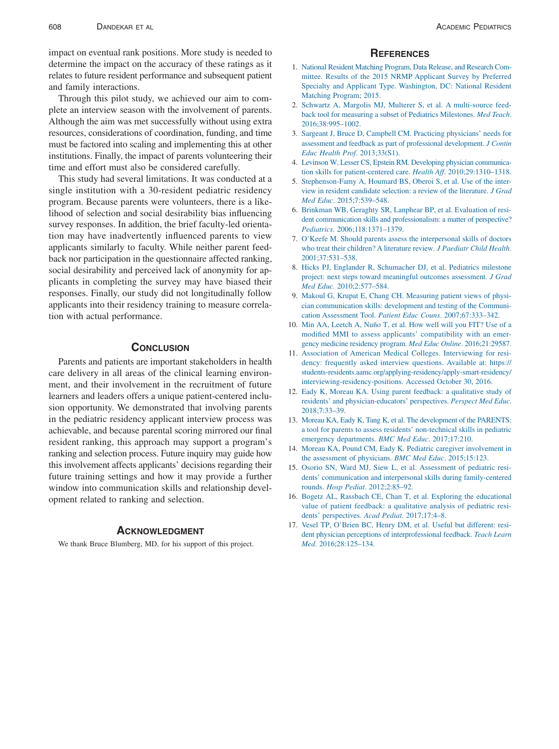impact on eventual rank positions. More study is needed to determine the impact on the accuracy of these ratings as it relates to future resident performance and subsequent patient and family interactions.

Through this pilot study, we achieved our aim to complete an interview season with the involvement of parents. Although the aim was met successfully without using extra resources, considerations of coordination, funding, and time must be factored into scaling and implementing this at other institutions. Finally, the impact of parents volunteering their time and effort must also be considered carefully.

This study had several limitations. It was conducted at a single institution with a 30-resident pediatric residency program. Because parents were volunteers, there is a likelihood of selection and social desirability bias influencing survey responses. In addition, the brief faculty-led orientation may have inadvertently influenced parents to view applicants similarly to faculty. While neither parent feedback nor participation in the questionnaire affected ranking, social desirability and perceived lack of anonymity for applicants in completing the survey may have biased their responses. Finally, our study did not longitudinally follow applicants into their residency training to measure correlation with actual performance.

## Conclusion

Parents and patients are important stakeholders in health care delivery in all areas of the clinical learning environment, and their involvement in the recruitment of future learners and leaders offers a unique patient-centered inclusion opportunity. We demonstrated that involving parents in the pediatric residency applicant interview process was achievable, and because parental scoring mirrored our final resident ranking, this approach may support a program's ranking and selection process. Future inquiry may guide how this involvement affects applicants' decisions regarding their future training settings and how it may provide a further window into communication skills and relationship development related to ranking and selection.

## Acknowledgment

We thank Bruce Blumberg, MD, for his support of this project.

## References

1. National Resident Matching Program, Data Release, and Research Committee. Results of the 2015 NRMP Applicant Survey by Preferred Specialty and Applicant Type. Washington, DC: National Resident Matching Program; 2015.
2. Schwartz A, Margolis MJ, Multerer S, et al. A multi-source feedback tool for measuring a subset of Pediatrics Milestones. *Med Teach*. 2016;38:995–1002.
3. Sargeant J, Bruce D, Campbell CM. Practicing physicians' needs for assessment and feedback as part of professional development. *J Contin Educ Health Prof*. 2013;33(S1).
4. Levinson W, Lesser CS, Epstein RM. Developing physician communication skills for patient-centered care. *Health Aff*. 2010;29:1310–1318.
5. Stephenson-Famy A, Houmard BS, Oberoi S, et al. Use of the interview in resident candidate selection: a review of the literature. *J Grad Med Educ*. 2015;7:539–548.
6. Brinkman WB, Geraghty SR, Lanphear BP, et al. Evaluation of resident communication skills and professionalism: a matter of perspective? *Pediatrics*. 2006;118:1371–1379.
7. O'Keefe M. Should parents assess the interpersonal skills of doctors who treat their children? A literature review. *J Paediatr Child Health*. 2001;37:531–538.
8. Hicks PJ, Englander R, Schumacher DJ, et al. Pediatrics milestone project: next steps toward meaningful outcomes assessment. *J Grad Med Educ*. 2010;2:577–584.
9. Makoul G, Krupat E, Chang CH. Measuring patient views of physician communication skills: development and testing of the Communication Assessment Tool. *Patient Educ Couns*. 2007;67:333–342.
10. Min AA, Leetch A, Nuño T, et al. How well will you FIT? Use of a modified MMI to assess applicants' compatibility with an emergency medicine residency program. *Med Educ Online*. 2016;21:29587.
11. Association of American Medical Colleges. Interviewing for residency: frequently asked interview questions. Available at: https://students-residents.aamc.org/applying-residency/apply-smart-residency/interviewing-residency-positions. Accessed October 30, 2016.
12. Eady K, Moreau KA. Using parent feedback: a qualitative study of residents' and physician-educators' perspectives. *Perspect Med Educ*. 2018;7:33–39.
13. Moreau KA, Eady K, Tang K, et al. The development of the PARENTS: a tool for parents to assess residents' non-technical skills in pediatric emergency departments. *BMC Med Educ*. 2017;17:210.
14. Moreau KA, Pound CM, Eady K. Pediatric caregiver involvement in the assessment of physicians. *BMC Med Educ*. 2015;15:123.
15. Osorio SN, Ward MJ, Siew L, et al. Assessment of pediatric residents' communication and interpersonal skills during family-centered rounds. *Hosp Pediat*. 2012;2:85–92.
16. Bogetz AL, Rassbach CE, Chan T, et al. Exploring the educational value of patient feedback: a qualitative analysis of pediatric residents' perspectives. *Acad Pediat*. 2017;17:4–8.
17. Vesel TP, O'Brien BC, Henry DM, et al. Useful but different: resident physician perceptions of interprofessional feedback. *Teach Learn Med*. 2016;28:125–134.